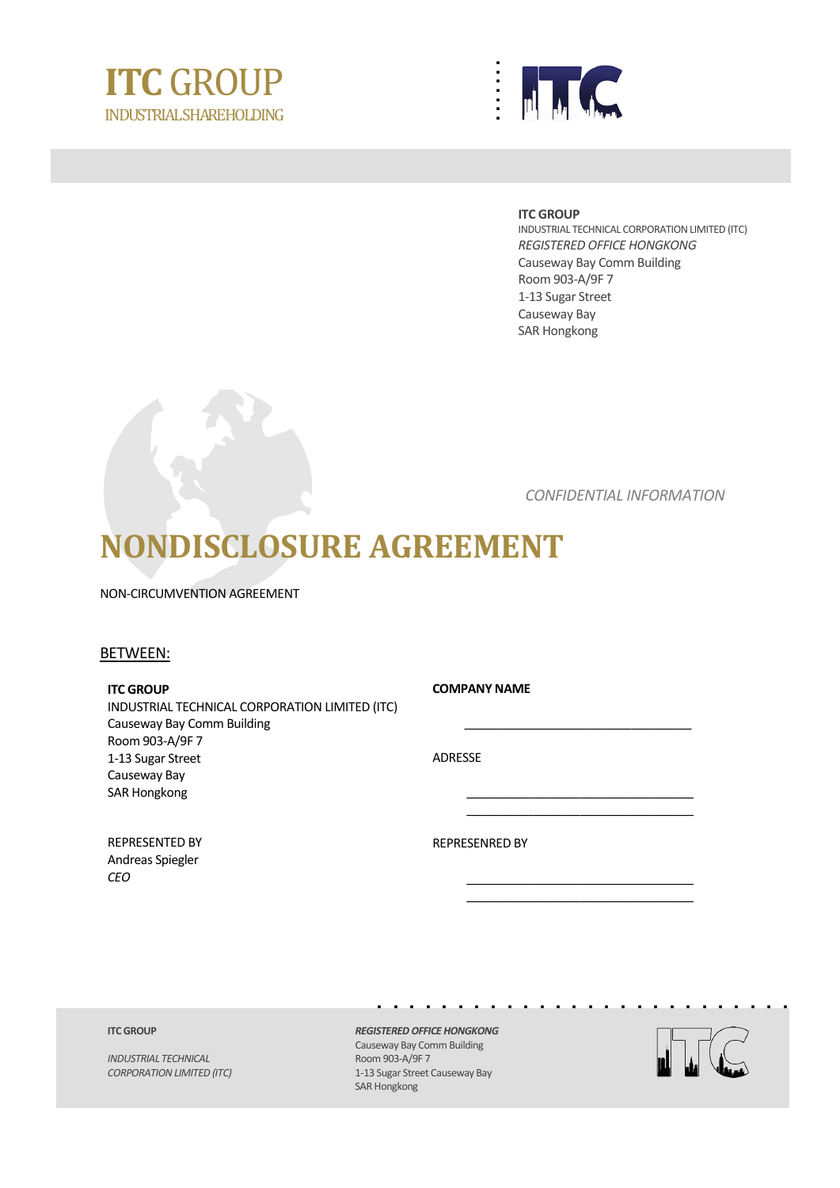**ITC** GROUP
INDUSTRIALSHAREHOLDING

**ITC GROUP**
INDUSTRIAL TECHNICAL CORPORATION LIMITED (ITC)
*REGISTERED OFFICE HONGKONG*
Causeway Bay Comm Building
Room 903-A/9F 7
1-13 Sugar Street
Causeway Bay
SAR Hongkong

*CONFIDENTIAL INFORMATION*

# NONDISCLOSURE AGREEMENT

NON-CIRCUMVENTION AGREEMENT

BETWEEN:

**ITC GROUP**
INDUSTRIAL TECHNICAL CORPORATION LIMITED (ITC)
Causeway Bay Comm Building
Room 903-A/9F 7
1-13 Sugar Street
Causeway Bay
SAR Hongkong

REPRESENTED BY
Andreas Spiegler
*CEO*

**COMPANY NAME**

_________________________________

ADRESSE

_________________________________
_________________________________

REPRESENRED BY

_________________________________
_________________________________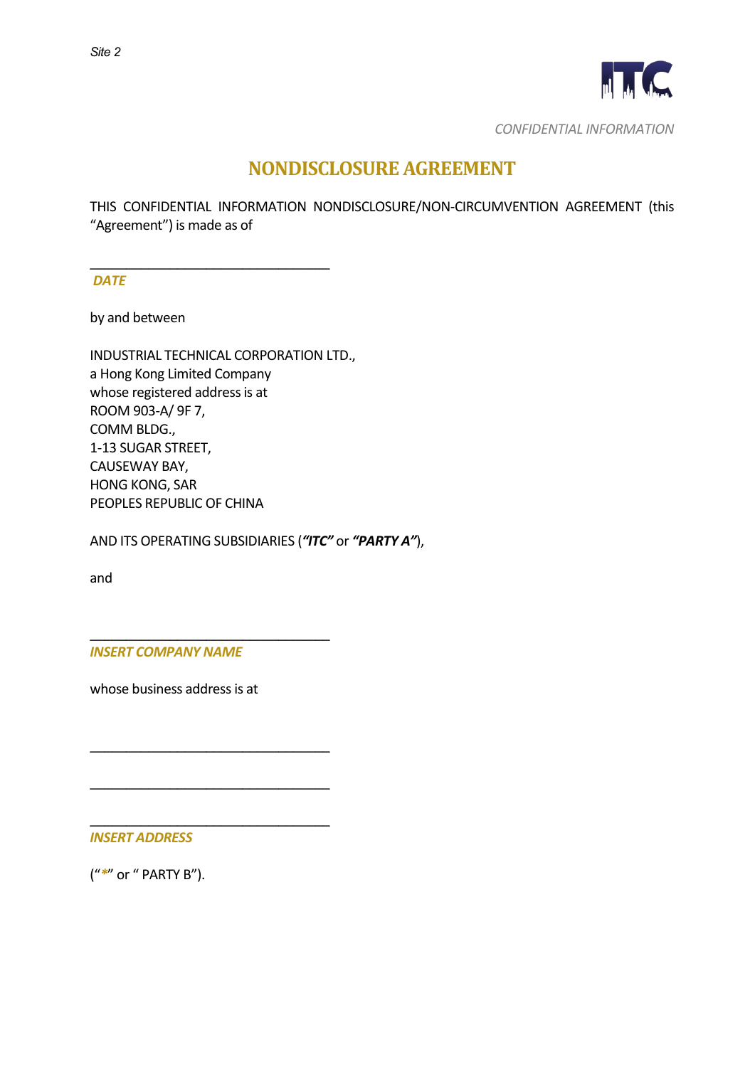CONFIDENTIAL INFORMATION

# NONDISCLOSURE AGREEMENT

THIS CONFIDENTIAL INFORMATION NONDISCLOSURE/NON-CIRCUMVENTION AGREEMENT (this "Agreement") is made as of

________________________________

***DATE***

by and between

INDUSTRIAL TECHNICAL CORPORATION LTD.,
a Hong Kong Limited Company
whose registered address is at
ROOM 903-A/ 9F 7,
COMM BLDG.,
1-13 SUGAR STREET,
CAUSEWAY BAY,
HONG KONG, SAR
PEOPLES REPUBLIC OF CHINA

AND ITS OPERATING SUBSIDIARIES (***"ITC"*** or ***"PARTY A"***),

and

________________________________

***INSERT COMPANY NAME***

whose business address is at

________________________________

________________________________

________________________________

***INSERT ADDRESS***

("*" or " PARTY B").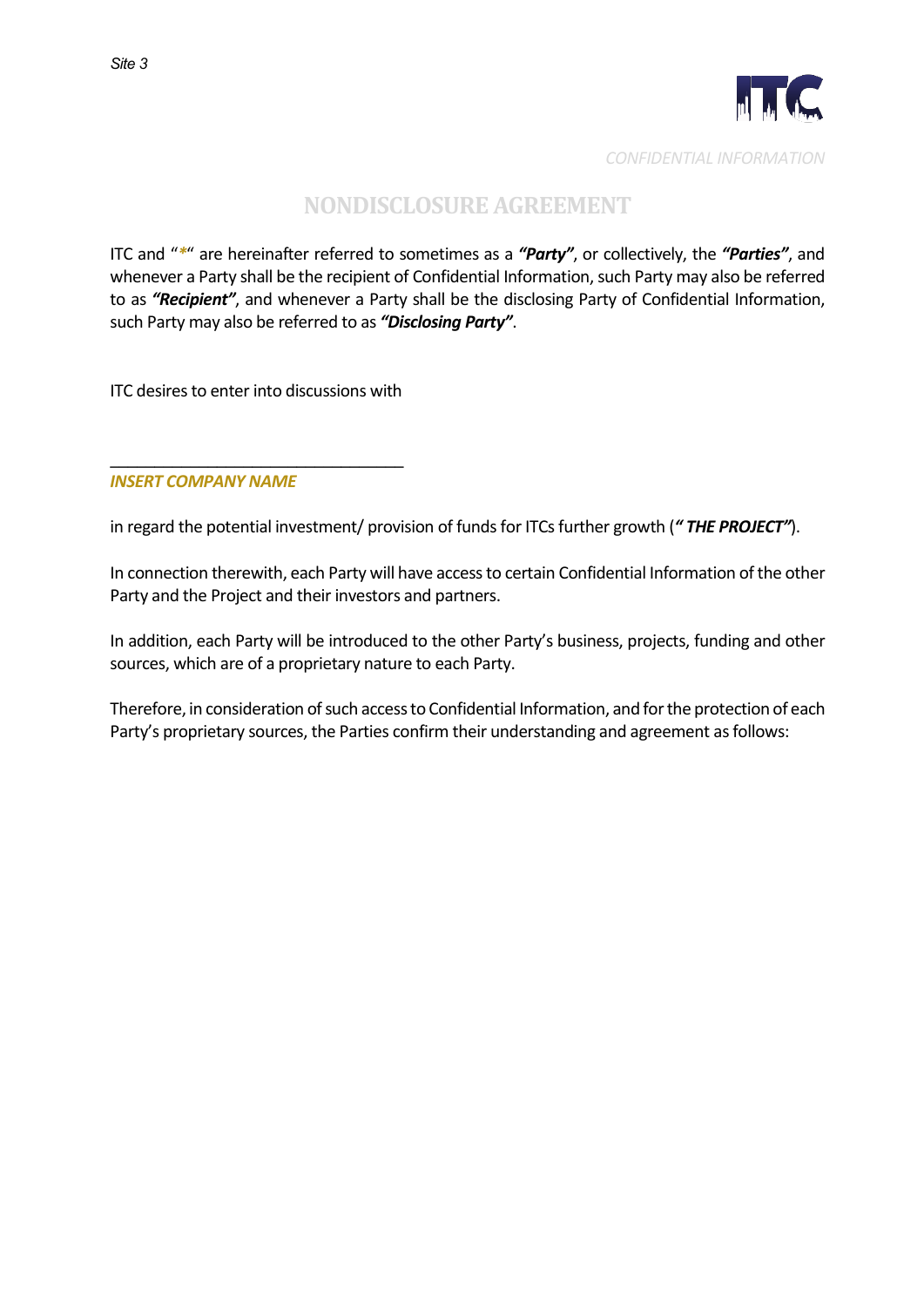CONFIDENTIAL INFORMATION

# NONDISCLOSURE AGREEMENT

ITC and "*" are hereinafter referred to sometimes as a ***"Party"***, or collectively, the ***"Parties"***, and whenever a Party shall be the recipient of Confidential Information, such Party may also be referred to as ***"Recipient"***, and whenever a Party shall be the disclosing Party of Confidential Information, such Party may also be referred to as ***"Disclosing Party"***.

ITC desires to enter into discussions with

___________________________________

***INSERT COMPANY NAME***

in regard the potential investment/ provision of funds for ITCs further growth (***" THE PROJECT"***).

In connection therewith, each Party will have access to certain Confidential Information of the other Party and the Project and their investors and partners.

In addition, each Party will be introduced to the other Party's business, projects, funding and other sources, which are of a proprietary nature to each Party.

Therefore, in consideration of such access to Confidential Information, and for the protection of each Party's proprietary sources, the Parties confirm their understanding and agreement as follows: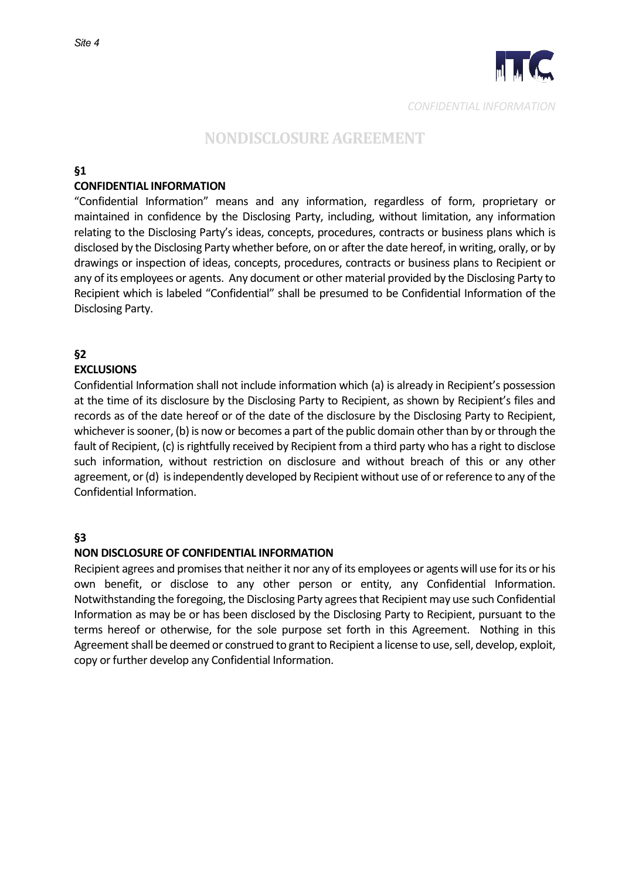# NONDISCLOSURE AGREEMENT

**§1**

**CONFIDENTIAL INFORMATION**

"Confidential Information" means and any information, regardless of form, proprietary or maintained in confidence by the Disclosing Party, including, without limitation, any information relating to the Disclosing Party's ideas, concepts, procedures, contracts or business plans which is disclosed by the Disclosing Party whether before, on or after the date hereof, in writing, orally, or by drawings or inspection of ideas, concepts, procedures, contracts or business plans to Recipient or any of its employees or agents. Any document or other material provided by the Disclosing Party to Recipient which is labeled "Confidential" shall be presumed to be Confidential Information of the Disclosing Party.

**§2**

**EXCLUSIONS**

Confidential Information shall not include information which (a) is already in Recipient's possession at the time of its disclosure by the Disclosing Party to Recipient, as shown by Recipient's files and records as of the date hereof or of the date of the disclosure by the Disclosing Party to Recipient, whichever is sooner, (b) is now or becomes a part of the public domain other than by or through the fault of Recipient, (c) is rightfully received by Recipient from a third party who has a right to disclose such information, without restriction on disclosure and without breach of this or any other agreement, or (d) is independently developed by Recipient without use of or reference to any of the Confidential Information.

**§3**

**NON DISCLOSURE OF CONFIDENTIAL INFORMATION**

Recipient agrees and promises that neither it nor any of its employees or agents will use for its or his own benefit, or disclose to any other person or entity, any Confidential Information. Notwithstanding the foregoing, the Disclosing Party agrees that Recipient may use such Confidential Information as may be or has been disclosed by the Disclosing Party to Recipient, pursuant to the terms hereof or otherwise, for the sole purpose set forth in this Agreement. Nothing in this Agreement shall be deemed or construed to grant to Recipient a license to use, sell, develop, exploit, copy or further develop any Confidential Information.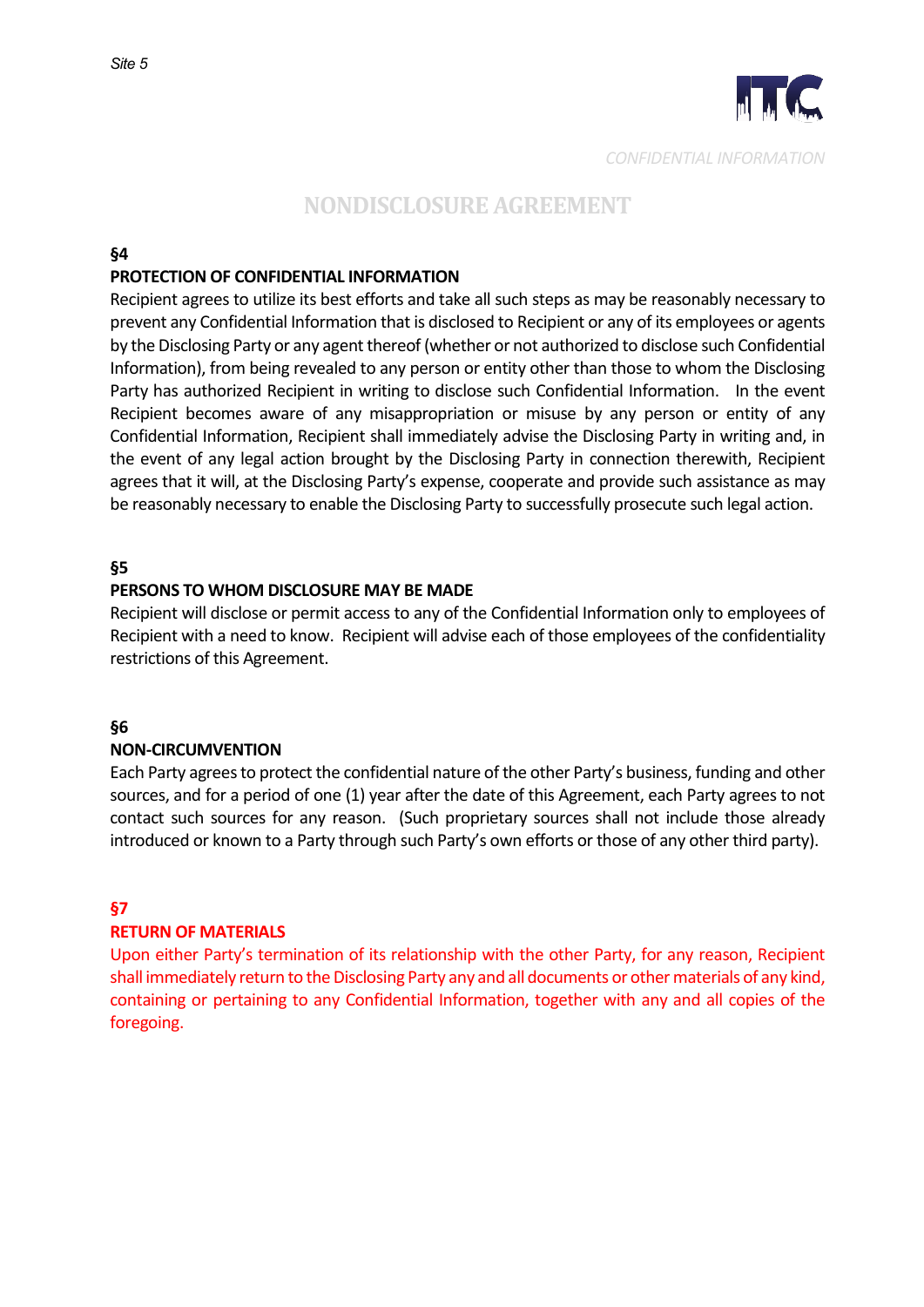# NONDISCLOSURE AGREEMENT

**§4**

**PROTECTION OF CONFIDENTIAL INFORMATION**

Recipient agrees to utilize its best efforts and take all such steps as may be reasonably necessary to prevent any Confidential Information that is disclosed to Recipient or any of its employees or agents by the Disclosing Party or any agent thereof (whether or not authorized to disclose such Confidential Information), from being revealed to any person or entity other than those to whom the Disclosing Party has authorized Recipient in writing to disclose such Confidential Information. In the event Recipient becomes aware of any misappropriation or misuse by any person or entity of any Confidential Information, Recipient shall immediately advise the Disclosing Party in writing and, in the event of any legal action brought by the Disclosing Party in connection therewith, Recipient agrees that it will, at the Disclosing Party's expense, cooperate and provide such assistance as may be reasonably necessary to enable the Disclosing Party to successfully prosecute such legal action.

**§5**

**PERSONS TO WHOM DISCLOSURE MAY BE MADE**

Recipient will disclose or permit access to any of the Confidential Information only to employees of Recipient with a need to know. Recipient will advise each of those employees of the confidentiality restrictions of this Agreement.

**§6**

**NON-CIRCUMVENTION**

Each Party agrees to protect the confidential nature of the other Party's business, funding and other sources, and for a period of one (1) year after the date of this Agreement, each Party agrees to not contact such sources for any reason. (Such proprietary sources shall not include those already introduced or known to a Party through such Party's own efforts or those of any other third party).

**§7**

**RETURN OF MATERIALS**

Upon either Party's termination of its relationship with the other Party, for any reason, Recipient shall immediately return to the Disclosing Party any and all documents or other materials of any kind, containing or pertaining to any Confidential Information, together with any and all copies of the foregoing.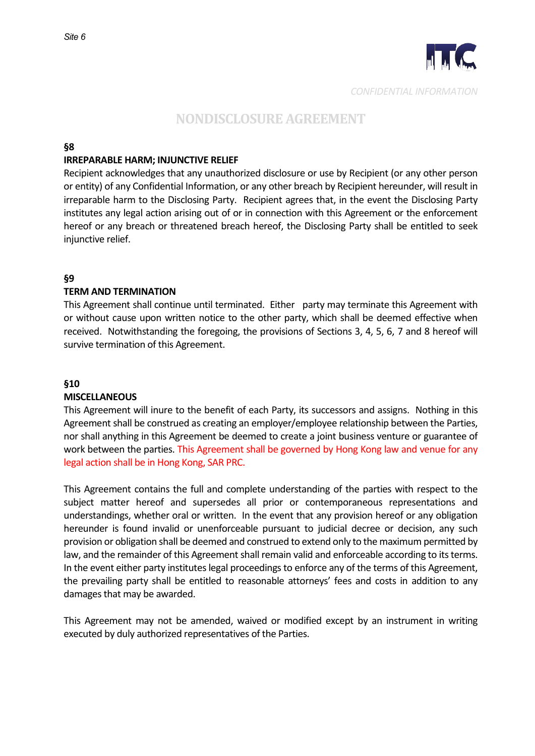## §8

### IRREPARABLE HARM; INJUNCTIVE RELIEF

Recipient acknowledges that any unauthorized disclosure or use by Recipient (or any other person or entity) of any Confidential Information, or any other breach by Recipient hereunder, will result in irreparable harm to the Disclosing Party. Recipient agrees that, in the event the Disclosing Party institutes any legal action arising out of or in connection with this Agreement or the enforcement hereof or any breach or threatened breach hereof, the Disclosing Party shall be entitled to seek injunctive relief.

## §9

### TERM AND TERMINATION

This Agreement shall continue until terminated. Either party may terminate this Agreement with or without cause upon written notice to the other party, which shall be deemed effective when received. Notwithstanding the foregoing, the provisions of Sections 3, 4, 5, 6, 7 and 8 hereof will survive termination of this Agreement.

## §10

### MISCELLANEOUS

This Agreement will inure to the benefit of each Party, its successors and assigns. Nothing in this Agreement shall be construed as creating an employer/employee relationship between the Parties, nor shall anything in this Agreement be deemed to create a joint business venture or guarantee of work between the parties. This Agreement shall be governed by Hong Kong law and venue for any legal action shall be in Hong Kong, SAR PRC.

This Agreement contains the full and complete understanding of the parties with respect to the subject matter hereof and supersedes all prior or contemporaneous representations and understandings, whether oral or written. In the event that any provision hereof or any obligation hereunder is found invalid or unenforceable pursuant to judicial decree or decision, any such provision or obligation shall be deemed and construed to extend only to the maximum permitted by law, and the remainder of this Agreement shall remain valid and enforceable according to its terms. In the event either party institutes legal proceedings to enforce any of the terms of this Agreement, the prevailing party shall be entitled to reasonable attorneys' fees and costs in addition to any damages that may be awarded.

This Agreement may not be amended, waived or modified except by an instrument in writing executed by duly authorized representatives of the Parties.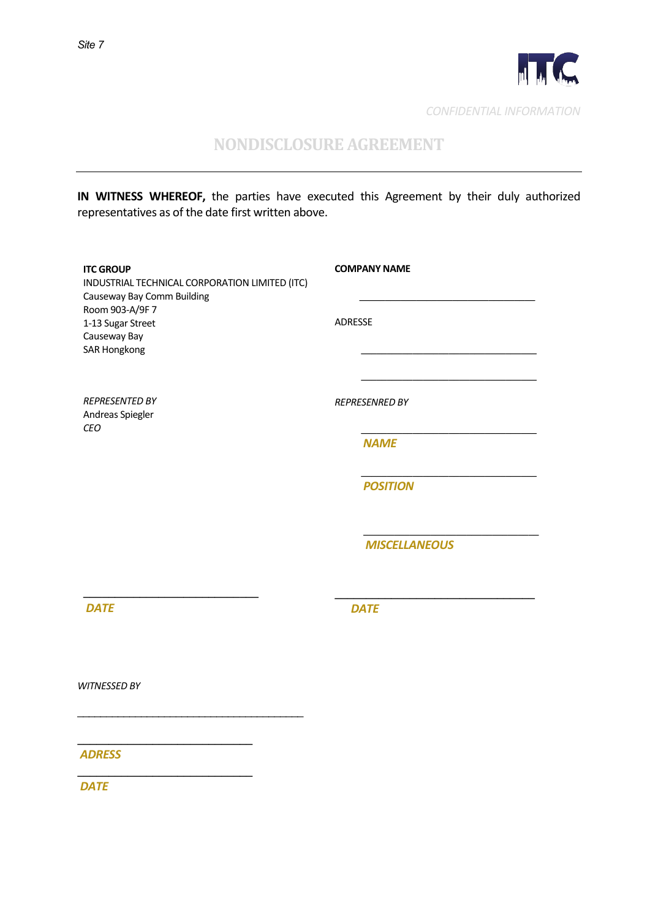# NONDISCLOSURE AGREEMENT

**IN WITNESS WHEREOF,** the parties have executed this Agreement by their duly authorized representatives as of the date first written above.

**ITC GROUP**
INDUSTRIAL TECHNICAL CORPORATION LIMITED (ITC)
Causeway Bay Comm Building
Room 903-A/9F 7
1-13 Sugar Street
Causeway Bay
SAR Hongkong

*REPRESENTED BY*
Andreas Spiegler
*CEO*

______________________________
***DATE***

**COMPANY NAME**

______________________________

ADRESSE

______________________________

______________________________

*REPRESENRED BY*

______________________________
***NAME***

______________________________
***POSITION***

______________________________
***MISCELLANEOUS***

______________________________
***DATE***

*WITNESSED BY*

______________________________

______________________________
***ADRESS***

______________________________
***DATE***